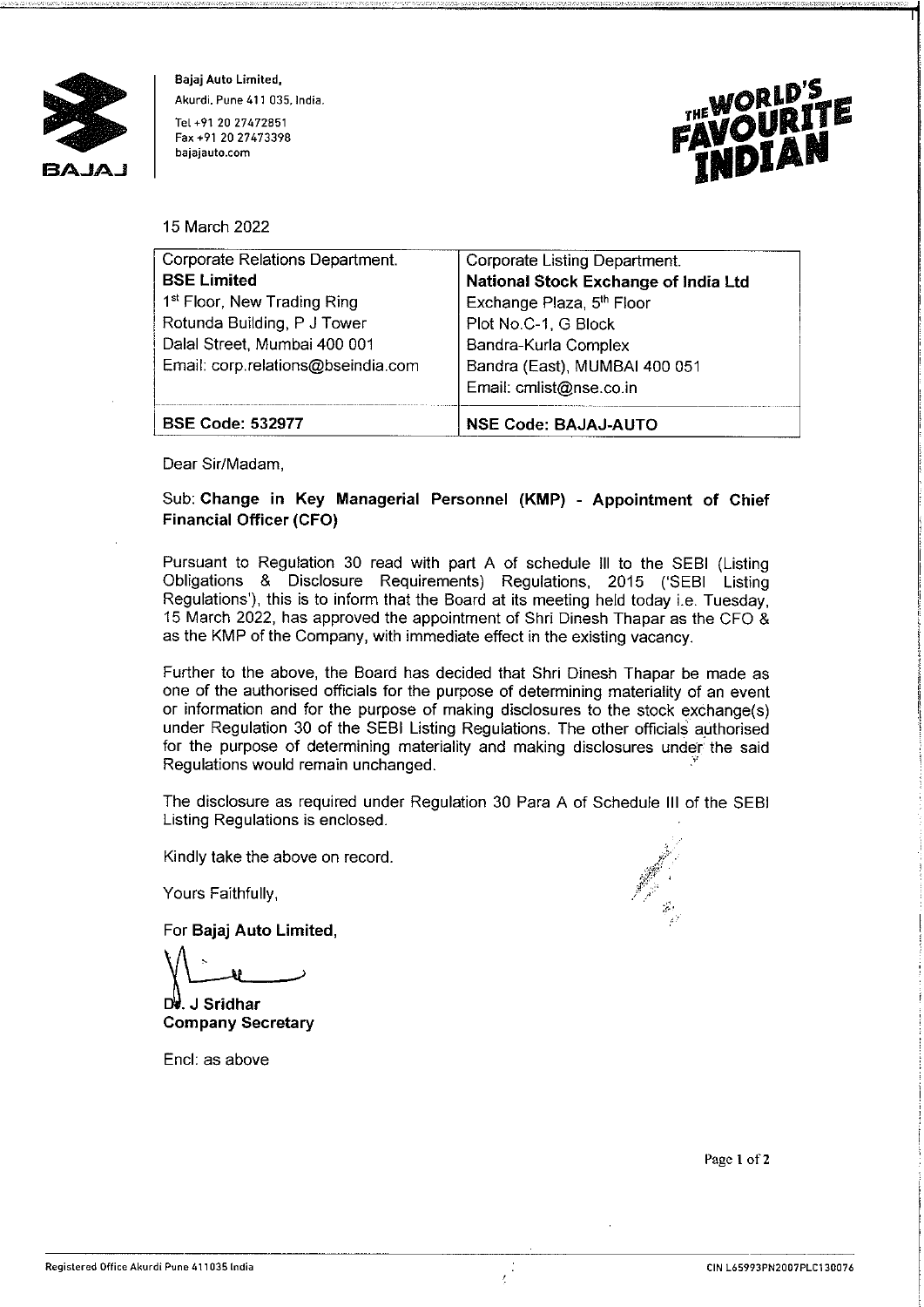**Bajaj Auto Limited,**
Akurdi, Pune 411 035, India.
Tel +91 20 27472851
Fax +91 20 27473398
bajajauto.com

15 March 2022

| Corporate Relations Department. **BSE Limited** 1st Floor, New Trading Ring Rotunda Building, P J Tower Dalal Street, Mumbai 400 001 Email: corp.relations@bseindia.com | Corporate Listing Department. **National Stock Exchange of India Ltd** Exchange Plaza, 5th Floor Plot No.C-1, G Block Bandra-Kurla Complex Bandra (East), MUMBAI 400 051 Email: cmlist@nse.co.in |
|---|---|
| **BSE Code: 532977** | **NSE Code: BAJAJ-AUTO** |

Dear Sir/Madam,

Sub: **Change in Key Managerial Personnel (KMP) - Appointment of Chief Financial Officer (CFO)**

Pursuant to Regulation 30 read with part A of schedule III to the SEBI (Listing Obligations & Disclosure Requirements) Regulations, 2015 ('SEBI Listing Regulations'), this is to inform that the Board at its meeting held today i.e. Tuesday, 15 March 2022, has approved the appointment of Shri Dinesh Thapar as the CFO & as the KMP of the Company, with immediate effect in the existing vacancy.

Further to the above, the Board has decided that Shri Dinesh Thapar be made as one of the authorised officials for the purpose of determining materiality of an event or information and for the purpose of making disclosures to the stock exchange(s) under Regulation 30 of the SEBI Listing Regulations. The other officials authorised for the purpose of determining materiality and making disclosures under the said Regulations would remain unchanged.

The disclosure as required under Regulation 30 Para A of Schedule III of the SEBI Listing Regulations is enclosed.

Kindly take the above on record.

Yours Faithfully,

For **Bajaj Auto Limited,**

**Dr. J Sridhar**
**Company Secretary**

Encl: as above

Registered Office Akurdi Pune 411035 India

CIN L65993PN2007PLC130076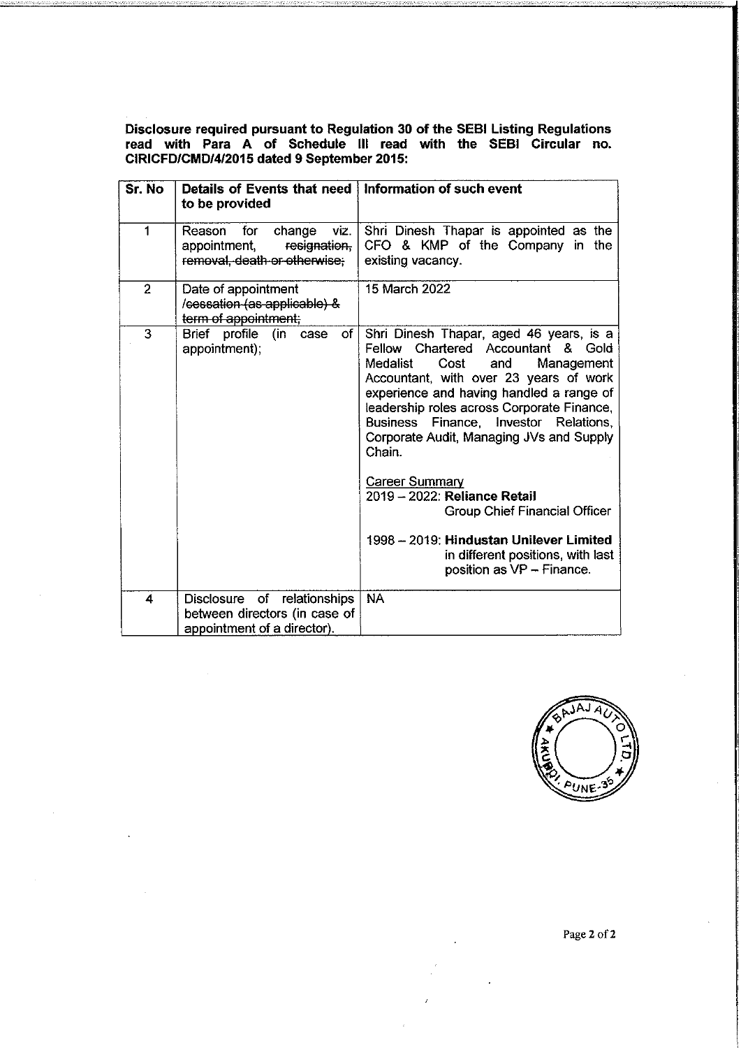**Disclosure required pursuant to Regulation 30 of the SEBI Listing Regulations read with Para A of Schedule III read with the SEBI Circular no. CIRICFD/CMD/4/2015 dated 9 September 2015:**

| Sr. No | Details of Events that need to be provided | Information of such event |
|---|---|---|
| 1 | Reason for change viz. appointment, ~~resignation, removal, death or otherwise;~~ | Shri Dinesh Thapar is appointed as the CFO & KMP of the Company in the existing vacancy. |
| 2 | Date of appointment ~~/cessation (as applicable) & term of appointment;~~ | 15 March 2022 |
| 3 | Brief profile (in case of appointment); | Shri Dinesh Thapar, aged 46 years, is a Fellow Chartered Accountant & Gold Medalist Cost and Management Accountant, with over 23 years of work experience and having handled a range of leadership roles across Corporate Finance, Business Finance, Investor Relations, Corporate Audit, Managing JVs and Supply Chain.<br><br><u>Career Summary</u><br>2019 – 2022: **Reliance Retail** Group Chief Financial Officer<br><br>1998 – 2019: **Hindustan Unilever Limited** in different positions, with last position as VP – Finance. |
| 4 | Disclosure of relationships between directors (in case of appointment of a director). | NA |